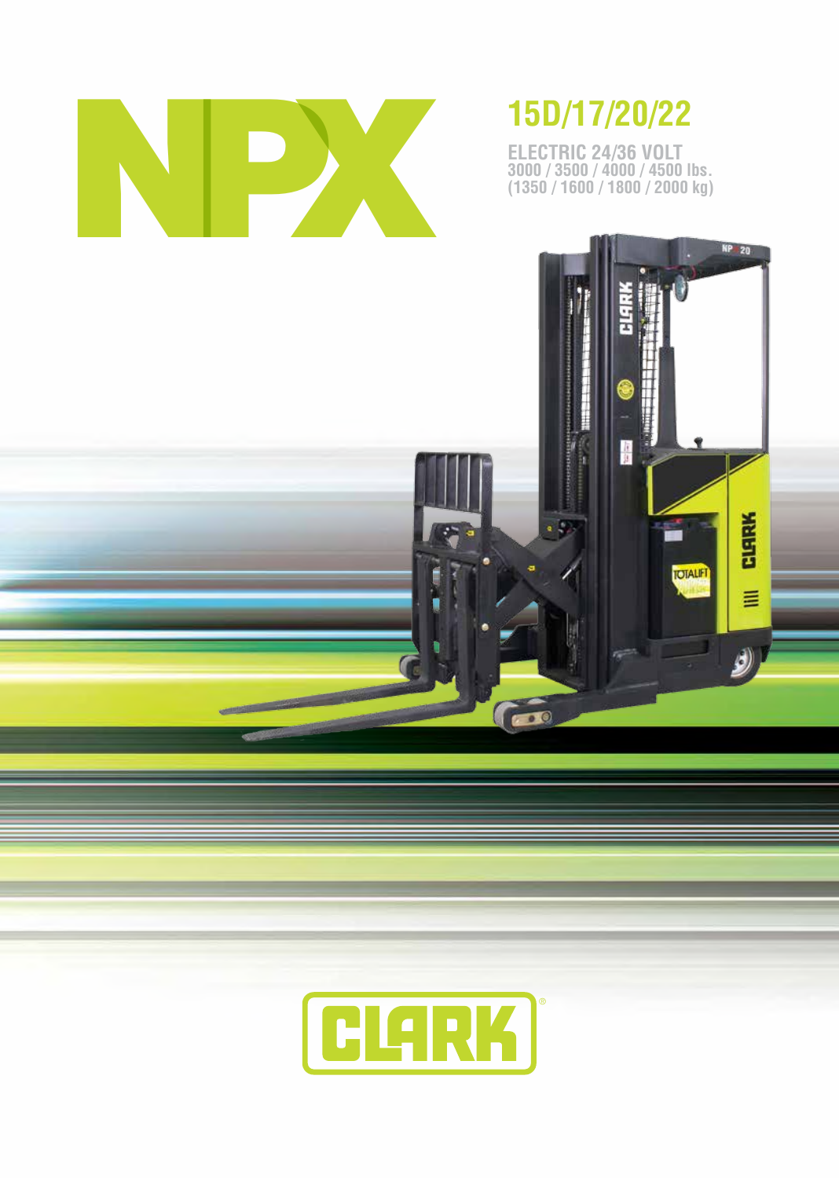# NPX

## 15D/17/20/22

ELECTRIC 24/36 VOLT
3000 / 3500 / 4000 / 4500 lbs.
(1350 / 1600 / 1800 / 2000 kg)

CLARK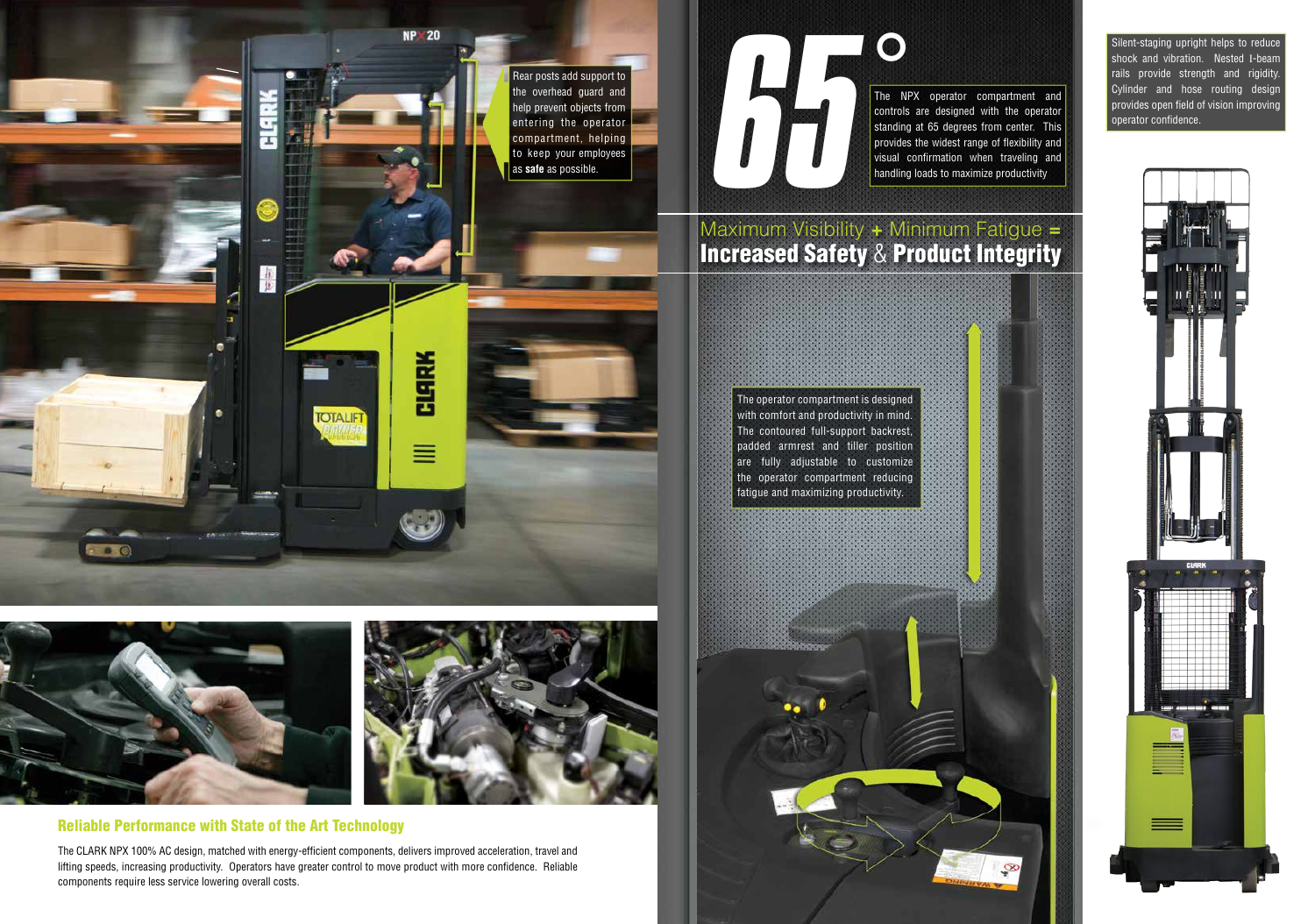Rear posts add support to the overhead guard and help prevent objects from entering the operator compartment, helping to keep your employees as **safe** as possible.

## Reliable Performance with State of the Art Technology

The CLARK NPX 100% AC design, matched with energy-efficient components, delivers improved acceleration, travel and lifting speeds, increasing productivity. Operators have greater control to move product with more confidence. Reliable components require less service lowering overall costs.

# 65°

The NPX operator compartment and controls are designed with the operator standing at 65 degrees from center. This provides the widest range of flexibility and visual confirmation when traveling and handling loads to maximize productivity

## Maximum Visibility + Minimum Fatigue = **Increased Safety** & **Product Integrity**

The operator compartment is designed with comfort and productivity in mind. The contoured full-support backrest, padded armrest and tiller position are fully adjustable to customize the operator compartment reducing fatigue and maximizing productivity.

Silent-staging upright helps to reduce shock and vibration. Nested I-beam rails provide strength and rigidity. Cylinder and hose routing design provides open field of vision improving operator confidence.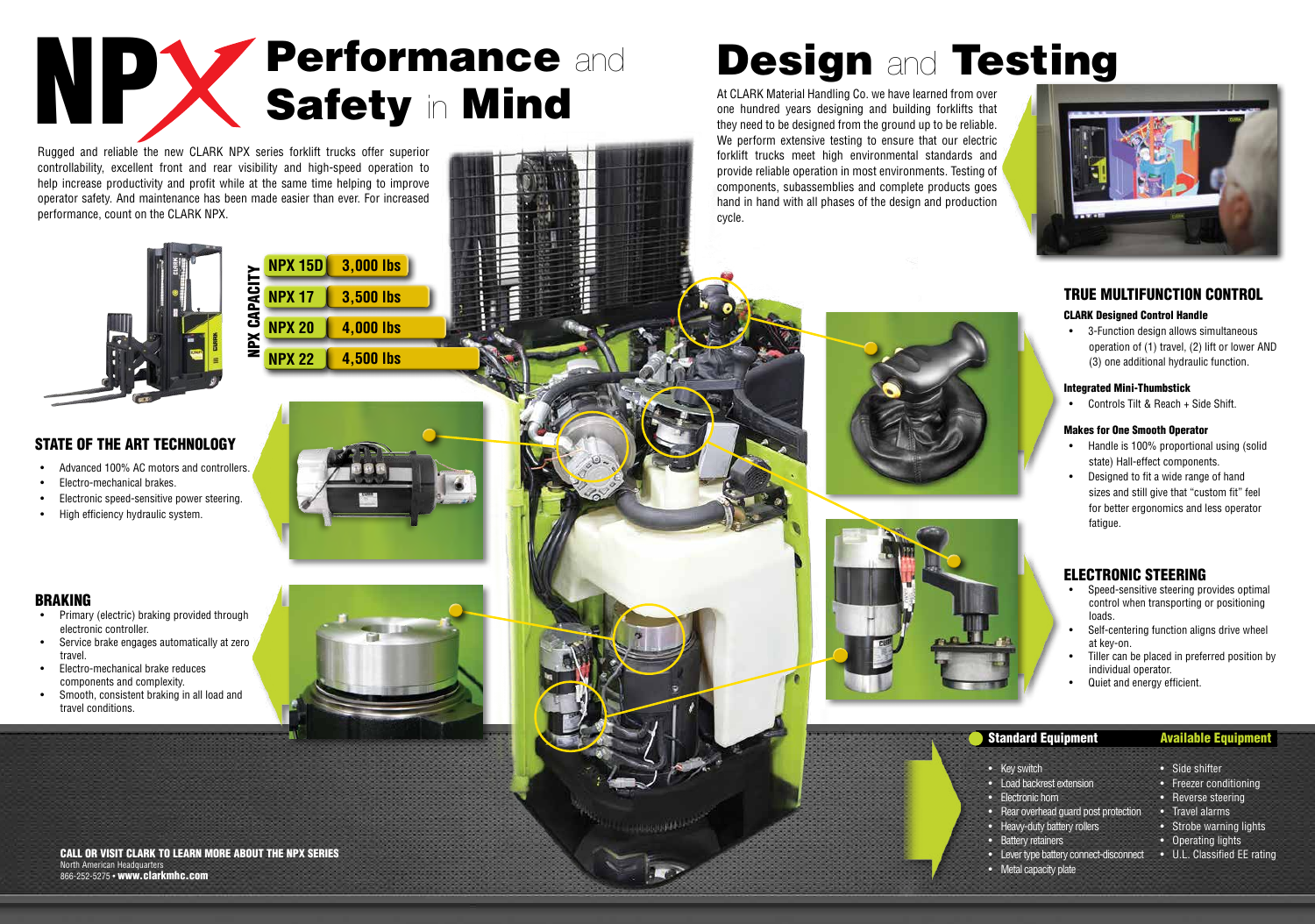# NPX Performance and Safety in Mind

Rugged and reliable the new CLARK NPX series forklift trucks offer superior controllability, excellent front and rear visibility and high-speed operation to help increase productivity and profit while at the same time helping to improve operator safety. And maintenance has been made easier than ever. For increased performance, count on the CLARK NPX.

**NPX CAPACITY**

| Model | Capacity |
|---|---|
| NPX 15D | 3,000 lbs |
| NPX 17 | 3,500 lbs |
| NPX 20 | 4,000 lbs |
| NPX 22 | 4,500 lbs |

## STATE OF THE ART TECHNOLOGY

- Advanced 100% AC motors and controllers.
- Electro-mechanical brakes.
- Electronic speed-sensitive power steering.
- High efficiency hydraulic system.

## BRAKING

- Primary (electric) braking provided through electronic controller.
- Service brake engages automatically at zero travel.
- Electro-mechanical brake reduces components and complexity.
- Smooth, consistent braking in all load and travel conditions.

**CALL OR VISIT CLARK TO LEARN MORE ABOUT THE NPX SERIES**
North American Headquarters
866-252-5275 • **www.clarkmhc.com**

# Design and Testing

At CLARK Material Handling Co. we have learned from over one hundred years designing and building forklifts that they need to be designed from the ground up to be reliable. We perform extensive testing to ensure that our electric forklift trucks meet high environmental standards and provide reliable operation in most environments. Testing of components, subassemblies and complete products goes hand in hand with all phases of the design and production cycle.

## TRUE MULTIFUNCTION CONTROL

### CLARK Designed Control Handle

- 3-Function design allows simultaneous operation of (1) travel, (2) lift or lower AND (3) one additional hydraulic function.

### Integrated Mini-Thumbstick

- Controls Tilt & Reach + Side Shift.

### Makes for One Smooth Operator

- Handle is 100% proportional using (solid state) Hall-effect components.
- Designed to fit a wide range of hand sizes and still give that "custom fit" feel for better ergonomics and less operator fatigue.

## ELECTRONIC STEERING

- Speed-sensitive steering provides optimal control when transporting or positioning loads.
- Self-centering function aligns drive wheel at key-on.
- Tiller can be placed in preferred position by individual operator.
- Quiet and energy efficient.

### Standard Equipment

- Key switch
- Load backrest extension
- Electronic horn
- Rear overhead guard post protection
- Heavy-duty battery rollers
- Battery retainers
- Lever type battery connect-disconnect
- Metal capacity plate

### Available Equipment

- Side shifter
- Freezer conditioning
- Reverse steering
- Travel alarms
- Strobe warning lights
- Operating lights
- U.L. Classified EE rating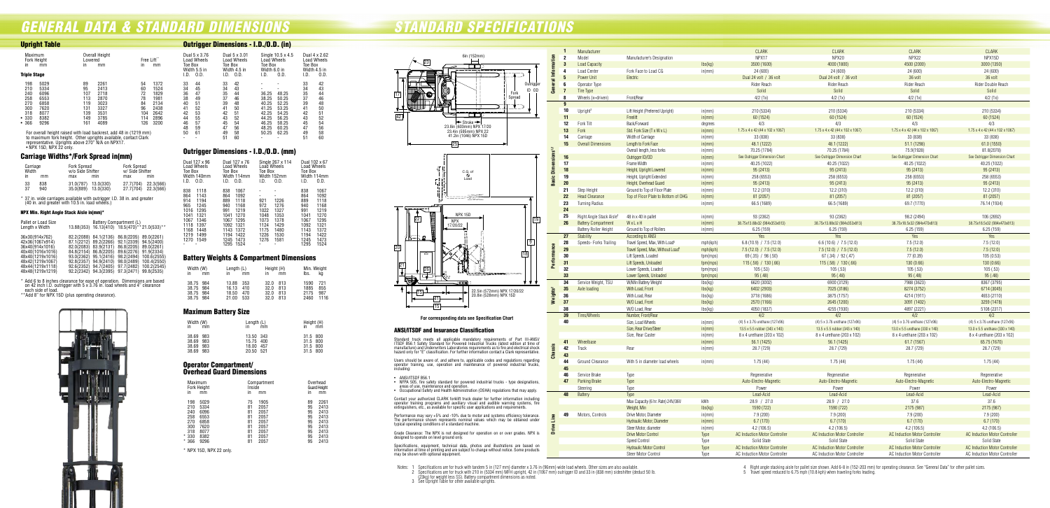# GENERAL DATA & STANDARD DIMENSIONS

## Upright Table

| Maximum Fork Height in | mm | Overall Height Lowered in | mm | Free Lift** in | mm |
|---|---|---|---|---|---|
| **Triple Stage** | | | | | |
| 198 | 5029 | 89 | 2261 | 54 | 1372 |
| 210 | 5334 | 95 | 2413 | 60 | 1524 |
| 240 | 6096 | 107 | 2718 | 72 | 1829 |
| 258 | 6553 | 113 | 2870 | 78 | 1981 |
| 270 | 6858 | 119 | 3023 | 84 | 2134 |
| 300 | 7620 | 131 | 3327 | 96 | 2438 |
| 318 | 8077 | 139 | 3531 | 104 | 2642 |
| * 330 | 8382 | 149 | 3785 | 114 | 2896 |
| * 366 | 9296 | 161 | 4089 | 126 | 3200 |

For overall height raised with load backrest, add 48 in (1219 mm) to maximum fork height. Other uprights available, contact Clark representative. Uprights above 270" N/A on NPX17.
• NPX 15D, NPX 22 only.

## Carriage Widths*/Fork Spread in(mm)

| Carriage Width in | mm | Fork Spread w/o Shifter max | min | Fork Spread w/ Shifter max | min |
|---|---|---|---|---|---|
| 33 | 838 | 31.0(787) | 13.0(330) | 27.7(704) | 22.3(566) |
| 37 | 940 | 35.0(889) | 13.0(330) | 27.7(704) | 22.3(566) |

* 37 in. wide carriages available with outrigger I.D. 38 in. and greater (40 in. and greater with 10.5 in. load wheels.)

## NPX Min. Right Angle Stack Aisle in(mm)*

| Pallet or Load Size Length x Width | Battery Compartment (L) 13.88(353) | 16.13(410) | 18.5(470)** | 21.0(533)** |
|---|---|---|---|---|
| 36x30(914x762) | 82.2(2088) | 84.1(2136) | 86.8(2205) | 89.0(2261) |
| 42x36(1067x914) | 87.1(2212) | 89.2(2266) | 92.1(2339) | 94.5(2400) |
| 36x40(914x1016) | 82.0(2083) | 83.9(2131) | 86.8(2205) | 89.0(2261) |
| 40x40(1016x1016) | 84.8(2154) | 86.8(2205) | 89.6(2276) | 91.9(2334) |
| 48x40(1219x1016) | 93.0(2362) | 95.1(2416) | 98.2(2494) | 100.6(2555) |
| 40x48(1016x1219) | 92.8(2357) | 94.9(2410) | 98.0(2489) | 100.4(2550) |
| 48x44(1219x1118) | 92.6(2352) | 94.7(2405) | 97.7(2482) | 100.2(2545) |
| 48x48(1219x1219) | 92.2(2342) | 94.3(2395) | 97.3(2471) | 99.8(2535) |

* Add 6 to 8 inches clearance for ease of operation. Dimensions are based on 42 inch I.D. outrigger with 5 x 3.76 in. load wheels and 4" clearance each side of load.
** Add 8" for NPX 15D (plus operating clearance).

## Outrigger Dimensions - I.D./O.D. (in)

| Dual 5 x 3.76 Load Wheels Toe Box Width 5.5 in I.D. | O.D. | Dual 5 x 3.01 Load Wheels Toe Box Width 4.5 in I.D. | O.D. | Single 10.5 x 4.5 Load Wheels Toe Box Width 6.0 in I.D. | O.D. | Dual 4 x 2.62 Load Wheels Toe Box Width 4.5 in I.D. | O.D. |
|---|---|---|---|---|---|---|---|
| 33 | 44 | 33 | 42 | - | - | 33 | 42 |
| 34 | 45 | 34 | 43 | - | - | 34 | 43 |
| 36 | 47 | 35 | 44 | 36.25 | 48.25 | 35 | 44 |
| 38 | 49 | 37 | 46 | 38.25 | 50.25 | 37 | 46 |
| 40 | 51 | 39 | 48 | 40.25 | 52.25 | 39 | 48 |
| 41 | 52 | 41 | 50 | 41.25 | 53.25 | 41 | 50 |
| 42 | 53 | 42 | 51 | 42.25 | 54.25 | 42 | 51 |
| 44 | 55 | 43 | 52 | 44.25 | 56.25 | 43 | 52 |
| 46 | 57 | 45 | 54 | 46.25 | 58.25 | 45 | 54 |
| 48 | 59 | 47 | 56 | 48.25 | 60.25 | 47 | 56 |
| 50 | 61 | 49 | 58 | 50.25 | 62.25 | 49 | 58 |
| - | - | 51 | 60 | - | - | 51 | 60 |

## Outrigger Dimensions - I.D./O.D. (mm)

| Dual 127 x 96 Load Wheels Toe Box Width 140mm I.D. | O.D. | Dual 127 x 76 Load Wheels Toe Box Width 114mm I.D. | O.D. | Single 267 x 114 Load Wheels Toe Box Width 152mm I.D. | O.D. | Dual 102 x 67 Load Wheels Toe Box Width 114mm I.D. | O.D. |
|---|---|---|---|---|---|---|---|
| 838 | 1118 | 838 | 1067 | - | - | 838 | 1067 |
| 864 | 1143 | 864 | 1092 | - | - | 864 | 1092 |
| 914 | 1194 | 889 | 1118 | 921 | 1226 | 889 | 1118 |
| 965 | 1245 | 940 | 1168 | 972 | 1276 | 940 | 1168 |
| 1016 | 1295 | 991 | 1219 | 1022 | 1327 | 991 | 1219 |
| 1041 | 1321 | 1041 | 1270 | 1048 | 1353 | 1041 | 1270 |
| 1067 | 1346 | 1067 | 1295 | 1073 | 1378 | 1067 | 1295 |
| 1118 | 1397 | 1092 | 1321 | 1124 | 1429 | 1092 | 1321 |
| 1168 | 1448 | 1143 | 1372 | 1175 | 1480 | 1143 | 1372 |
| 1219 | 1499 | 1194 | 1422 | 1226 | 1530 | 1194 | 1422 |
| 1270 | 1549 | 1245 | 1473 | 1276 | 1581 | 1245 | 1473 |
| - | - | 1295 | 1524 | - | - | 1295 | 1524 |

## Battery Weights & Compartment Dimensions

| Width (W) in | mm | Length (L) in | mm | Height (H) in | mm | Min. Weight lbs. | kg |
|---|---|---|---|---|---|---|---|
| 38.75 | 984 | 13.88 | 353 | 32.0 | 813 | 1590 | 721 |
| 38.75 | 984 | 16.13 | 410 | 32.0 | 813 | 1885 | 855 |
| 38.75 | 984 | 18.50 | 470 | 32.0 | 813 | 2175 | 987 |
| 38.75 | 984 | 21.00 | 533 | 32.0 | 813 | 2460 | 1116 |

## Maximum Battery Size

| Width (W) in | mm | Length (L) in | mm | Height (H) in | mm |
|---|---|---|---|---|---|
| 38.69 | 983 | 13.50 | 343 | 31.5 | 800 |
| 38.69 | 983 | 15.75 | 400 | 31.5 | 800 |
| 38.69 | 983 | 18.00 | 457 | 31.5 | 800 |
| 38.69 | 983 | 20.50 | 521 | 31.5 | 800 |

## Operator Compartment/Overhead Guard Dimensions

| Maximum Fork Height in | mm | Compartment Inside in | mm | Overhead Guard Height in | mm |
|---|---|---|---|---|---|
| 198 | 5029 | 75 | 1905 | 89 | 2261 |
| 210 | 5334 | 81 | 2057 | 95 | 2413 |
| 240 | 6096 | 81 | 2057 | 95 | 2413 |
| 258 | 6553 | 81 | 2057 | 95 | 2413 |
| 270 | 6858 | 81 | 2057 | 95 | 2413 |
| 300 | 7620 | 81 | 2057 | 95 | 2413 |
| 318 | 8077 | 81 | 2057 | 95 | 2413 |
| * 330 | 8382 | 81 | 2057 | 95 | 2413 |
| * 366 | 9296 | 81 | 2057 | 95 | 2413 |

* NPX 15D, NPX 22 only.

For corresponding data see Specification Chart

## ANSI/ITSDF and Insurance Classification

Standard truck meets all applicable mandatory requirements of Part III-ANSI/ITSDF B56.1 Safety Standard for Powered Industrial Trucks (latest edition at time of manufacture) and Underwriters Laboratories requirements as to fire and electrical shock hazard only for "E" classification. For further information contact a Clark representative.

Users should be aware of, and adhere to, applicable codes and regulations regarding operator training, use, operation and maintenance of powered industrial trucks, including:

- ANSI/ITSDF B56.1
- NFPA 505, fire safety standard for powered industrial trucks - type designations, areas of use, maintenance and operation.
- Occupational Safety and Health Administration (OSHA) regulations that may apply.

Contact your authorized CLARK forklift truck dealer for further information including operator training programs and auxiliary visual and audible warning systems, fire extinguishers, etc., as available for specific user applications and requirements.

Performance may vary +5% and -10% due to motor and systems efficiency tolerance. The performance shown represents nominal values which may be obtained under typical operating conditions of a standard machine.

Grade Clearance: The NPX is not designed for operation on or over grades. NPX is designed to operate on level ground only.

Specifications, equipment, technical data, photos and illustrations are based on information at time of printing and are subject to change without notice. Some products may be shown with optional equipment.

# STANDARD SPECIFICATIONS

| Section | No. | Item | Description | Unit | NPX17 | NPX20 | NPX22 | NPX15D |
|---|---|---|---|---|---|---|---|---|
| General Information | 1 | Manufacturer | | | CLARK | CLARK | CLARK | CLARK |
| | 2 | Model | Manufacturer's Designation | | NPX17 | NPX20 | NPX22 | NPX15D |
| | 3 | Load Capacity | | lbs(kg) | 3500 (1600) | 4000 (1800) | 4500 (2000) | 3000 (1350) |
| | 4 | Load Center | Fork Face to Load CG | in(mm) | 24 (600) | 24 (600) | 24 (600) | 24 (600) |
| | 5 | Power Unit | Electric | | Dual 24 volt / 36 volt | Dual 24 volt / 36 volt | 36 volt | 36 volt |
| | 6 | Operator Type | | | Rider Reach | Rider Reach | Rider Reach | Rider Double Reach |
| | 7 | Tire Type | | | Solid | Solid | Solid | Solid |
| | 8 | Wheels (x=driven) | Front/Rear | | 4/2 (1x) | 4/2 (1x) | 4/2 (1x) | 4/2 (1x) |
| | 9 | | | | | | | |
| Basic Dimensions[1,2] | 10 | Upright[1] | Lift Height (Preferred Upright) | in(mm) | 210 (5334) | 210 (5334) | 210 (5334) | 210 (5334) |
| | 11 | | Freelift | in(mm) | 60 (1524) | 60 (1524) | 60 (1524) | 60 (1524) |
| | 12 | Fork Tilt | | degrees | 4/3 | 4/3 | 4/3 | 4/3 |
| | 13 | Fork | Std. Fork Size (T x W x L) | in(mm) | 1.75 x 4 x 42 (44 x 102 x 1067) | 1.75 x 4 x 42 (44 x 102 x 1067) | 1.75 x 4 x 42 (44 x 102 x 1067) | 1.75 x 4 x 42 (44 x 102 x 1067) |
| | 14 | Carriage | Width of Carriage | in(mm) | 33 (838) | 33 (838) | 33 (838) | 33 (838) |
| | 15 | Overall Dimensions | Length to Fork Face | in(mm) | 48.1 (1222) | 48.1 (1222) | 51.1 (1298) | 61.0 (1550) |
| | | | Overall length, less forks | in(mm) | 70.25 (1784) | 70.25 (1784) | 75.9(1928) | 81.8(2078) |
| | 16 | | Outrigger ID/OD | in(mm) | See Outrigger Dimension Chart | See Outrigger Dimension Chart | See Outrigger Dimension Chart | See Outrigger Dimension Chart |
| | 17 | | Frame Width | in(mm) | 40.25 (1022) | 40.25 (1022) | 40.25 (1022) | 40.25 (1022) |
| | 18 | | Height, Upright Lowered | in(mm) | 95 (2413) | 95 (2413) | 95 (2413) | 95 (2413) |
| | 19 | | Height, Upright Extended | in(mm) | 258 (6553) | 258 (6553) | 258 (6553) | 258 (6553) |
| | 20 | | Height, Overhead Guard | in(mm) | 95 (2413) | 95 (2413) | 95 (2413) | 95 (2413) |
| | 21 | Step Height | Ground to Top of Floor Plate | in(mm) | 12.2 (310) | 12.2 (310) | 12.2 (310) | 12.2 (310) |
| | 22 | Head Clearance | Top of Floor Plate to Bottom of OHG | in(mm) | 81 (2057) | 81 (2057) | 81 (2057) | 81 (2057) |
| | 23 | Turning Radius | | in(mm) | 66.5 (1689) | 66.5 (1689) | 69.7 (1770) | 76.14 (1934) |
| | 24 | | | | | | | |
| | 25 | Right Angle Stack Aisle[4] | 48 in x 40 in pallet | in(mm) | 93 (2362) | 93 (2362) | 98.2 (2494) | 106 (2692) |
| | 26 | Battery Compartment | W x L x H | in(mm) | 38.75x13.88x32 (984x353x813) | 38.75x13.88x32 (984x353x813) | 38.75x16.5x32 (984x470x813) | 38.75x18.5x32 (984x470x813) |
| | | Battery Roller Height | Ground to Top of Rollers | in(mm) | 6.25 (159) | 6.25 (159) | 6.25 (159) | 6.25 (159) |
| Performance | 27 | Stability | According to ANSI | | Yes | Yes | Yes | Yes |
| | 28 | Speeds- Forks Trailing | Travel Speed, Max. With Load[5] | mph(kph) | 6.8 (10.9) / 7.5 (12.0) | 6.6 (10.6) / 7.5 (12.0) | 7.5 (12.0) | 7.5 (12.0) |
| | 29 | | Travel Speed, Max. Without Load[5] | mph(kph) | 7.5 (12.0) / 7.5 (12.0) | 7.5 (12.0) / 7.5 (12.0) | 7.5 (12.0) | 7.5 (12.0) |
| | 30 | | Lift Speeds, Loaded | fpm(mps) | 69 (.35) / 98 (.50) | 67 (.34) / 92 (.47) | 77 (0.39) | 105 (0.53) |
| | 31 | | Lift Speeds, Unloaded | fpm(mps) | 115 (.58) / 130 (.66) | 115 (.58) / 130 (.66) | 130 (0.66) | 130 (0.66) |
| | 32 | | Lower Speeds, Loaded | fpm(mps) | 105 (.53) | 105 (.53) | 105 (.53) | 105 (.53) |
| | 33 | | Lower Speeds, Unloaded | fpm(mps) | 95 (.48) | 95 (.48) | 95 (.48) | 95 (.48) |
| Weights[3] | 34 | Service Weight, TSU | W/Min Battery Weight | lbs(kg) | 6620 (3002) | 6900 (3129) | 7988 (3623) | 8367 (3795) |
| | 35 | Axle loading | With Load, Front | lbs(kg) | 6402 (2903) | 7025 (3186) | 8274 (3752) | 6714 (3045) |
| | 36 | | With Load, Rear | lbs(kg) | 3718 (1686) | 3875 (1757) | 4214 (1911) | 4653 (2110) |
| | 37 | | W/O Load, Front | lbs(kg) | 2570 (1166) | 2645 (1200) | 3091 (1402) | 3259 (1478) |
| | 38 | | W/O Load, Rear | lbs(kg) | 4050 (1837) | 4255 (1930) | 4897 (2221) | 5108 (2317) |
| Chassis | 39 | Tires/Wheels | Number, Front/Rear | | 4/2 | 4/2 | 4/2 | 4/2 |
| | 40 | | Size, Load Wheels | in(mm) | (4) 5 x 3.76 urethane (127x96) | (4) 5 x 3.76 urethane (127x96) | (4) 5 x 3.76 urethane (127x96) | (4) 5 x 3.76 urethane (127x96) |
| | | | Size, Rear Drive/Steer | in(mm) | 13.5 x 5.5 rubber (343 x 140) | 13.5 x 5.5 rubber (343 x 140) | 13.0 x 5.5 urethane (330 x 140) | 13.0 x 5.5 urethane (330 x 140) |
| | | | Size, Rear Caster | in(mm) | 8 x 4 urethane (203 x 102) | 8 x 4 urethane (203 x 102) | 8 x 4 urethane (203 x 102) | 8 x 4 urethane (203 x 102) |
| | 41 | Wheelbase | | in(mm) | 56.1 (1425) | 56.1 (1425) | 61.7 (1567) | 65.75 (1670) |
| | 42 | Track | Rear | in(mm) | 28.7 (729) | 28.7 (729) | 28.7 (729) | 28.7 (729) |
| | 43 | | | | | | | |
| | 44 | Ground Clearance | With 5 in diameter load wheels | in(mm) | 1.75 (44) | 1.75 (44) | 1.75 (44) | 1.75 (44) |
| | 45 | | | | | | | |
| Drive Line | 46 | Service Brake | Type | | Regenerative | Regenerative | Regenerative | Regenerative |
| | 47 | Parking Brake | Type | | Auto-Electro-Magnetic | Auto-Electro-Magnetic | Auto-Electro-Magnetic | Auto-Electro-Magnetic |
| | | Steering | Type | | Power | Power | Power | Power |
| | 48 | Battery | Type | | Lead-Acid | Lead-Acid | Lead-Acid | Lead-Acid |
| | | | Max Capacity (6 hr. Rate) 24V/36V | kWh | 28.9 / 27.0 | 28.9 / 27.0 | 37.6 | 37.6 |
| | | | Weight, Min | lbs(kg) | 1590 (722) | 1590 (722) | 2175 (987) | 2175 (987) |
| | 49 | Motors, Controls | Drive Motor, Diameter | in(mm) | 7.9 (200) | 7.9 (200) | 7.9 (200) | 7.9 (200) |
| | | | Hydraulic Motor, Diameter | in(mm) | 6.7 (170) | 6.7 (170) | 6.7 (170) | 6.7 (170) |
| | | | Steer Motor, diameter | in(mm) | 4.2 (106.5) | 4.2 (106.5) | 4.2 (106.5) | 4.2 (106.5) |
| | | | Drive Motor Control | Type | AC Induction Motor Controller | AC Induction Motor Controller | AC Induction Motor Controller | AC Induction Motor Controller |
| | | | Speed Control | Type | Solid State | Solid State | Solid State | Solid State |
| | | | Hydraulic Motor Control | Type | AC Induction Motor Controller | AC Induction Motor Controller | AC Induction Motor Controller | AC Induction Motor Controller |
| | | | Steer Motor Control | Type | AC Induction Motor Controller | AC Induction Motor Controller | AC Induction Motor Controller | AC Induction Motor Controller |

Notes:
1. Specifications are for truck with tandem 5 in (127 mm) diameter x 3.76 in (96mm) wide load wheels. Other sizes are also available.
2. Specifications are for truck with 210 in (5334 mm) MFH upright, 42 in (1067 mm) outrigger ID and 33 in (838 mm) sideshifter (deduct 50 lb. (23kg) for weight less SS). Battery compartment dimensions as noted.
3. See Upright Table for other available uprights.
4. Right angle stacking aisle for pallet size shown. Add 6-8 in (152-203 mm) for operating clearance. See "General Data" for other pallet sizes.
5. Travel speed reduced to 6.75 mph (10.8 kph) when traveling forks leading.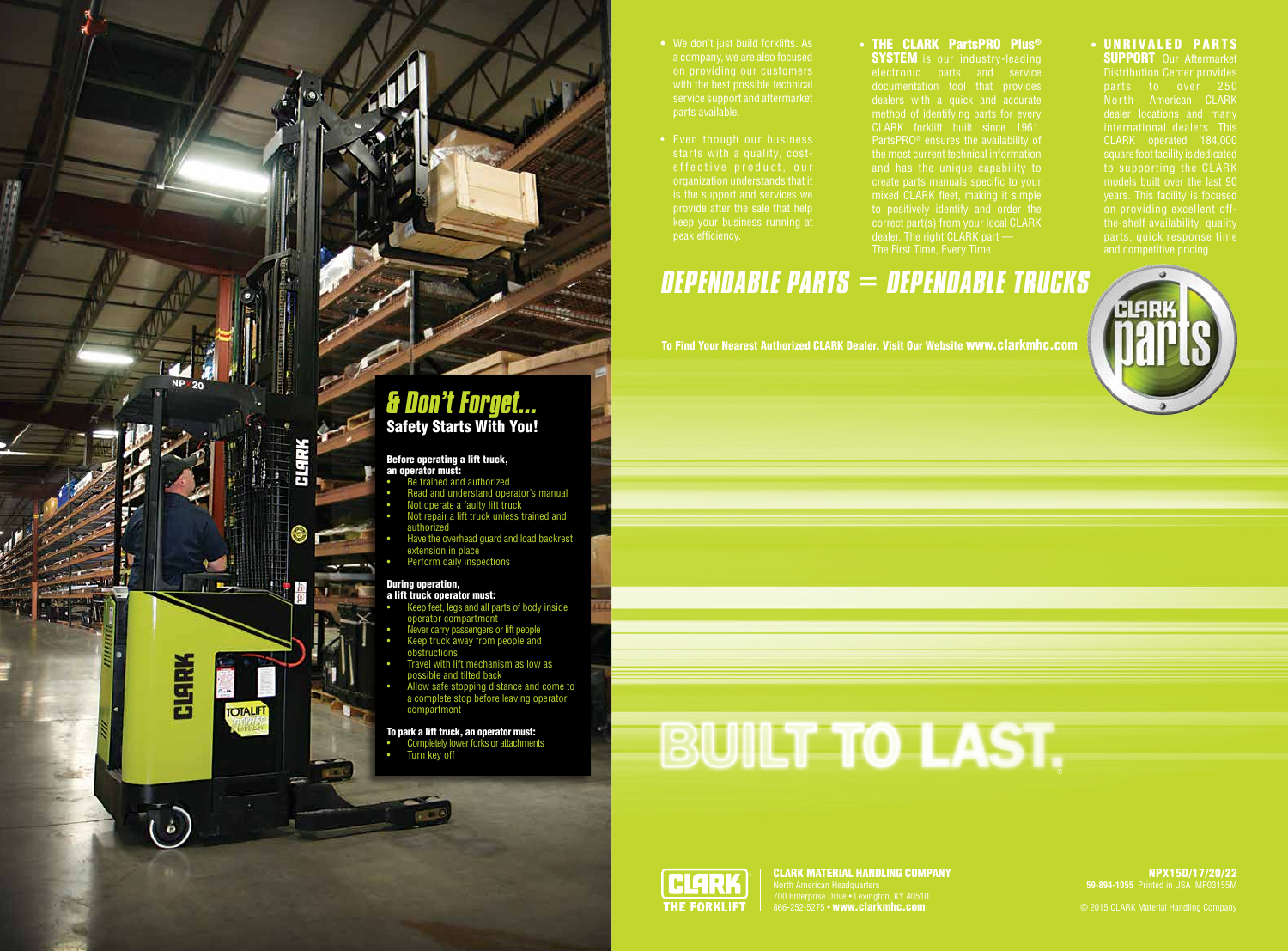## & Don't Forget...

### Safety Starts With You!

**Before operating a lift truck, an operator must:**

- Be trained and authorized
- Read and understand operator's manual
- Not operate a faulty lift truck
- Not repair a lift truck unless trained and authorized
- Have the overhead guard and load backrest extension in place
- Perform daily inspections

**During operation, a lift truck operator must:**

- Keep feet, legs and all parts of body inside operator compartment
- Never carry passengers or lift people
- Keep truck away from people and obstructions
- Travel with lift mechanism as low as possible and tilted back
- Allow safe stopping distance and come to a complete stop before leaving operator compartment

**To park a lift truck, an operator must:**

- Completely lower forks or attachments
- Turn key off

---

- We don't just build forklifts. As a company, we are also focused on providing our customers with the best possible technical service support and aftermarket parts available.
- Even though our business starts with a quality, cost-effective product, our organization understands that it is the support and services we provide after the sale that help keep your business running at peak efficiency.
- **THE CLARK PartsPRO Plus® SYSTEM** is our industry-leading electronic parts and service documentation tool that provides dealers with a quick and accurate method of identifying parts for every CLARK forklift built since 1961. PartsPRO® ensures the availability of the most current technical information and has the unique capability to create parts manuals specific to your mixed CLARK fleet, making it simple to positively identify and order the correct part(s) from your local CLARK dealer. The right CLARK part — The First Time, Every Time.
- **UNRIVALED PARTS SUPPORT** Our Aftermarket Distribution Center provides parts to over 250 North American CLARK dealer locations and many international dealers. This CLARK operated 184,000 square foot facility is dedicated to supporting the CLARK models built over the last 90 years. This facility is focused on providing excellent off-the-shelf availability, quality parts, quick response time and competitive pricing.

## DEPENDABLE PARTS = DEPENDABLE TRUCKS

**To Find Your Nearest Authorized CLARK Dealer, Visit Our Website www.clarkmhc.com**

CLARK parts

# BUILT TO LAST.®

CLARK THE FORKLIFT

**CLARK MATERIAL HANDLING COMPANY**
North American Headquarters
700 Enterprise Drive • Lexington, KY 40510
866-252-5275 • **www.clarkmhc.com**

**NPX15D/17/20/22**
**59-894-1055** Printed in USA MP03155M

© 2015 CLARK Material Handling Company